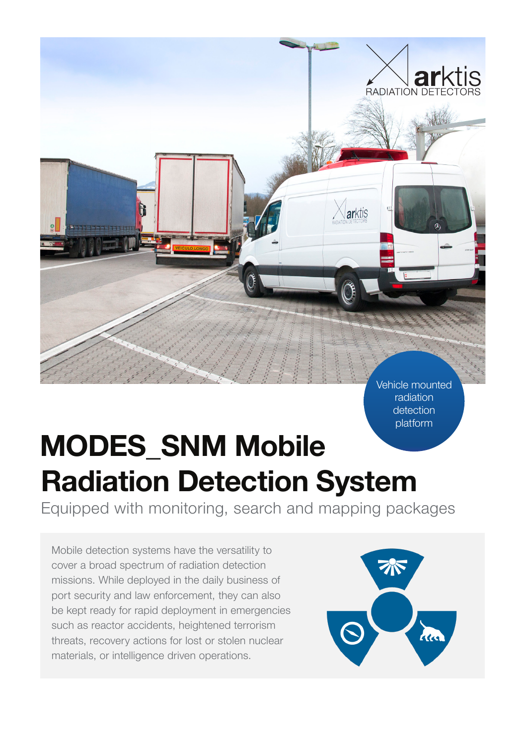arktis RADIATION DETECTORS

Vehicle mounted radiation detection platform

# MODES_SNM Mobile Radiation Detection System

Equipped with monitoring, search and mapping packages

Mobile detection systems have the versatility to cover a broad spectrum of radiation detection missions. While deployed in the daily business of port security and law enforcement, they can also be kept ready for rapid deployment in emergencies such as reactor accidents, heightened terrorism threats, recovery actions for lost or stolen nuclear materials, or intelligence driven operations.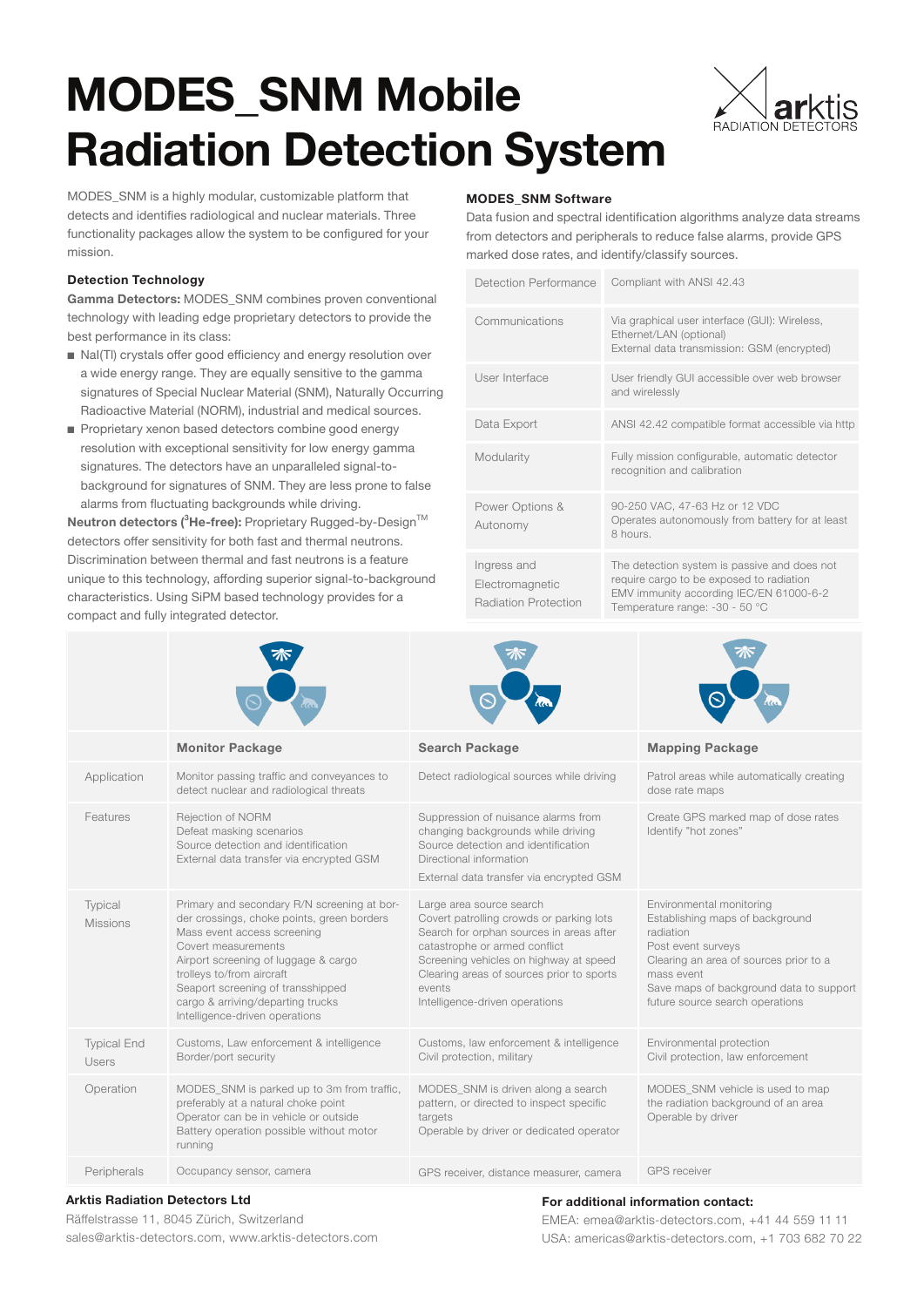# MODES_SNM Mobile Radiation Detection System

arktis
RADIATION DETECTORS

MODES_SNM is a highly modular, customizable platform that detects and identifies radiological and nuclear materials. Three functionality packages allow the system to be configured for your mission.

### Detection Technology

**Gamma Detectors:** MODES_SNM combines proven conventional technology with leading edge proprietary detectors to provide the best performance in its class:

- NaI(Tl) crystals offer good efficiency and energy resolution over a wide energy range. They are equally sensitive to the gamma signatures of Special Nuclear Material (SNM), Naturally Occurring Radioactive Material (NORM), industrial and medical sources.
- Proprietary xenon based detectors combine good energy resolution with exceptional sensitivity for low energy gamma signatures. The detectors have an unparalleled signal-to-background for signatures of SNM. They are less prone to false alarms from fluctuating backgrounds while driving.

**Neutron detectors ($^{3}$He-free):** Proprietary Rugged-by-Design™ detectors offer sensitivity for both fast and thermal neutrons. Discrimination between thermal and fast neutrons is a feature unique to this technology, affording superior signal-to-background characteristics. Using SiPM based technology provides for a compact and fully integrated detector.

### MODES_SNM Software

Data fusion and spectral identification algorithms analyze data streams from detectors and peripherals to reduce false alarms, provide GPS marked dose rates, and identify/classify sources.

| | |
|---|---|
| Detection Performance | Compliant with ANSI 42.43 |
| Communications | Via graphical user interface (GUI): Wireless, Ethernet/LAN (optional)<br>External data transmission: GSM (encrypted) |
| User Interface | User friendly GUI accessible over web browser and wirelessly |
| Data Export | ANSI 42.42 compatible format accessible via http |
| Modularity | Fully mission configurable, automatic detector recognition and calibration |
| Power Options & Autonomy | 90-250 VAC, 47-63 Hz or 12 VDC<br>Operates autonomously from battery for at least 8 hours. |
| Ingress and Electromagnetic Radiation Protection | The detection system is passive and does not require cargo to be exposed to radiation<br>EMV immunity according IEC/EN 61000-6-2<br>Temperature range: -30 - 50 °C |

| | Monitor Package | Search Package | Mapping Package |
|---|---|---|---|
| Application | Monitor passing traffic and conveyances to detect nuclear and radiological threats | Detect radiological sources while driving | Patrol areas while automatically creating dose rate maps |
| Features | Rejection of NORM<br>Defeat masking scenarios<br>Source detection and identification<br>External data transfer via encrypted GSM | Suppression of nuisance alarms from changing backgrounds while driving<br>Source detection and identification<br>Directional information<br>External data transfer via encrypted GSM | Create GPS marked map of dose rates<br>Identify "hot zones" |
| Typical Missions | Primary and secondary R/N screening at border crossings, choke points, green borders<br>Mass event access screening<br>Covert measurements<br>Airport screening of luggage & cargo trolleys to/from aircraft<br>Seaport screening of transshipped cargo & arriving/departing trucks<br>Intelligence-driven operations | Large area source search<br>Covert patrolling crowds or parking lots<br>Search for orphan sources in areas after catastrophe or armed conflict<br>Screening vehicles on highway at speed<br>Clearing areas of sources prior to sports events<br>Intelligence-driven operations | Environmental monitoring<br>Establishing maps of background radiation<br>Post event surveys<br>Clearing an area of sources prior to a mass event<br>Save maps of background data to support future source search operations |
| Typical End Users | Customs, Law enforcement & intelligence<br>Border/port security | Customs, law enforcement & intelligence<br>Civil protection, military | Environmental protection<br>Civil protection, law enforcement |
| Operation | MODES_SNM is parked up to 3m from traffic, preferably at a natural choke point<br>Operator can be in vehicle or outside<br>Battery operation possible without motor running | MODES_SNM is driven along a search pattern, or directed to inspect specific targets<br>Operable by driver or dedicated operator | MODES_SNM vehicle is used to map the radiation background of an area<br>Operable by driver |
| Peripherals | Occupancy sensor, camera | GPS receiver, distance measurer, camera | GPS receiver |

**Arktis Radiation Detectors Ltd**
Räffelstrasse 11, 8045 Zürich, Switzerland
sales@arktis-detectors.com, www.arktis-detectors.com

**For additional information contact:**
EMEA: emea@arktis-detectors.com, +41 44 559 11 11
USA: americas@arktis-detectors.com, +1 703 682 70 22